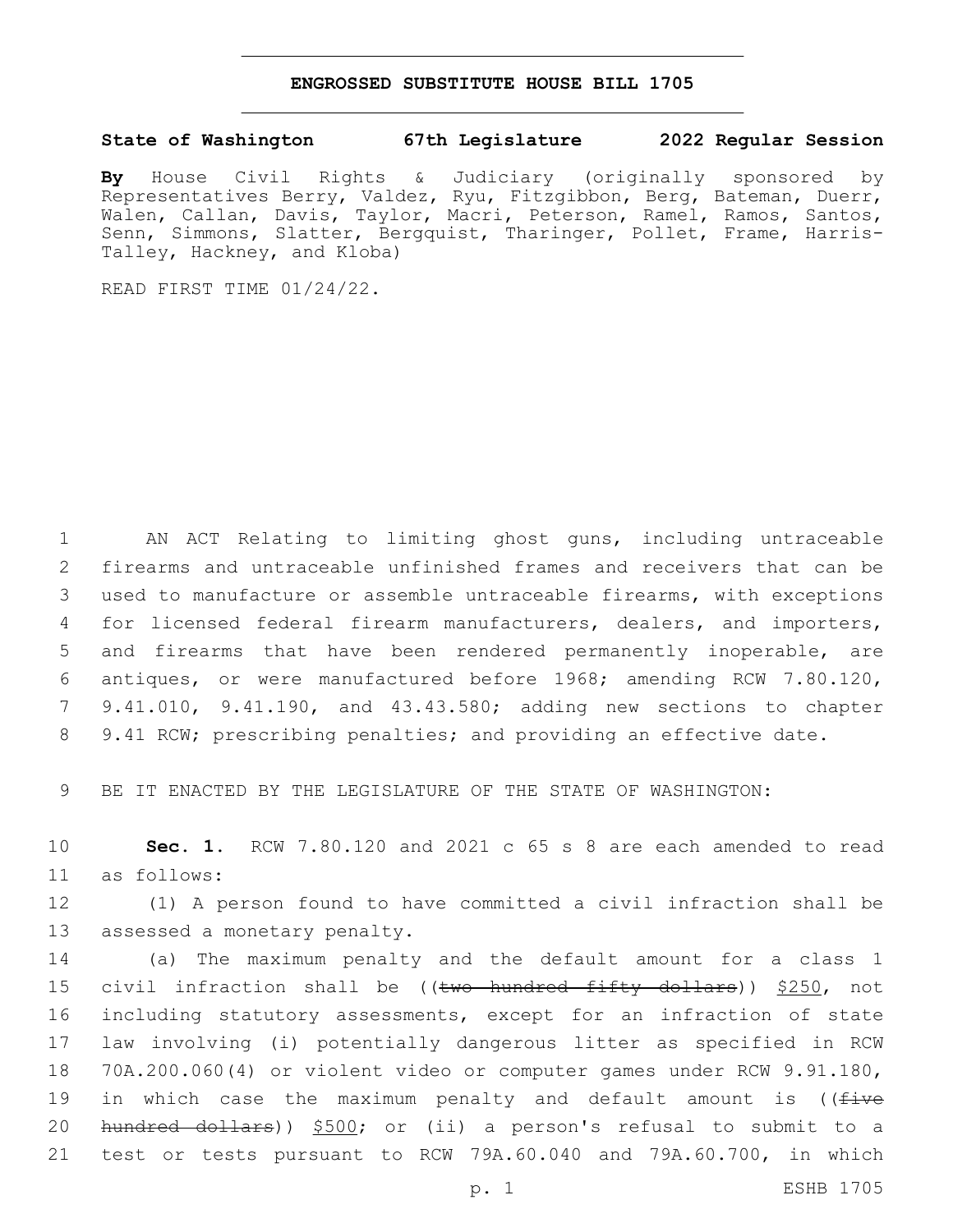# ENGROSSED SUBSTITUTE HOUSE BILL 1705

**State of Washington 67th Legislature 2022 Regular Session**

**By** House Civil Rights & Judiciary (originally sponsored by Representatives Berry, Valdez, Ryu, Fitzgibbon, Berg, Bateman, Duerr, Walen, Callan, Davis, Taylor, Macri, Peterson, Ramel, Ramos, Santos, Senn, Simmons, Slatter, Bergquist, Tharinger, Pollet, Frame, Harris-Talley, Hackney, and Kloba)

READ FIRST TIME 01/24/22.

AN ACT Relating to limiting ghost guns, including untraceable firearms and untraceable unfinished frames and receivers that can be used to manufacture or assemble untraceable firearms, with exceptions for licensed federal firearm manufacturers, dealers, and importers, and firearms that have been rendered permanently inoperable, are antiques, or were manufactured before 1968; amending RCW 7.80.120, 9.41.010, 9.41.190, and 43.43.580; adding new sections to chapter 9.41 RCW; prescribing penalties; and providing an effective date.

BE IT ENACTED BY THE LEGISLATURE OF THE STATE OF WASHINGTON:

**Sec. 1.** RCW 7.80.120 and 2021 c 65 s 8 are each amended to read as follows:

(1) A person found to have committed a civil infraction shall be assessed a monetary penalty.

(a) The maximum penalty and the default amount for a class 1 civil infraction shall be ((~~two hundred fifty dollars~~)) <u>$250</u>, not including statutory assessments, except for an infraction of state law involving (i) potentially dangerous litter as specified in RCW 70A.200.060(4) or violent video or computer games under RCW 9.91.180, in which case the maximum penalty and default amount is ((~~five hundred dollars~~)) <u>$500</u>; or (ii) a person's refusal to submit to a test or tests pursuant to RCW 79A.60.040 and 79A.60.700, in which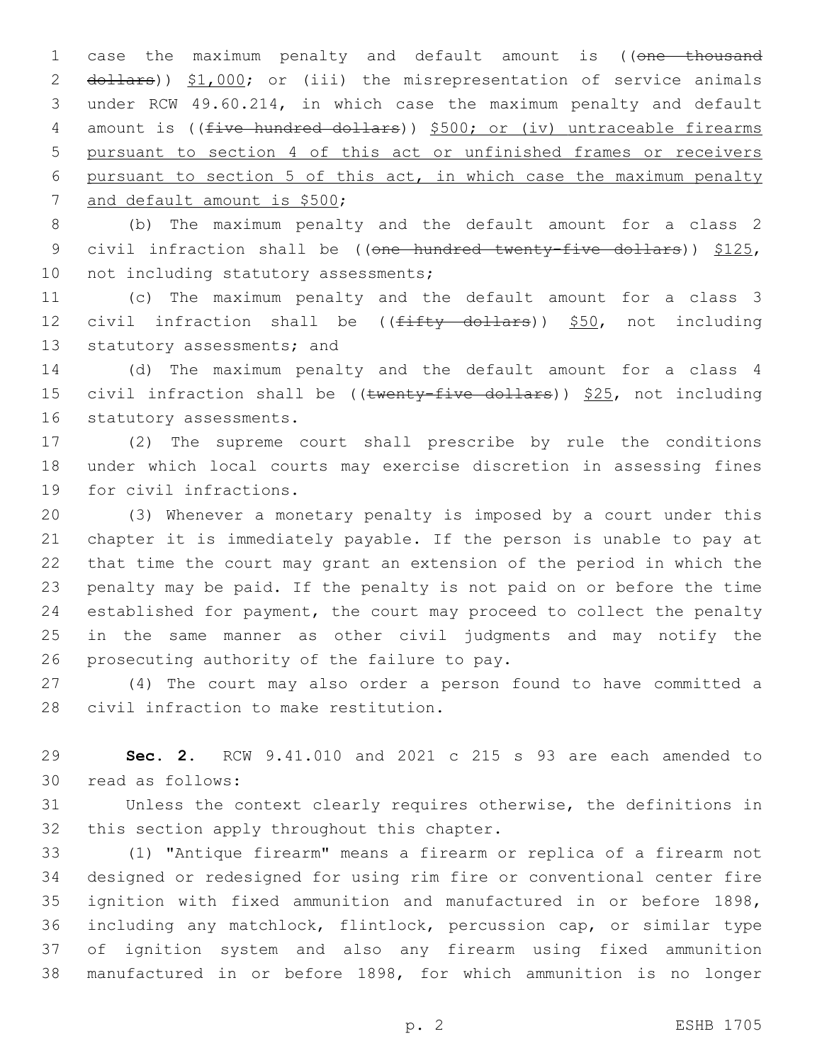case the maximum penalty and default amount is ((~~one thousand dollars~~)) $1,000; or (iii) the misrepresentation of service animals under RCW 49.60.214, in which case the maximum penalty and default amount is ((~~five hundred dollars~~)) <u>$500; or (iv) untraceable firearms pursuant to section 4 of this act or unfinished frames or receivers pursuant to section 5 of this act, in which case the maximum penalty and default amount is $500</u>;

(b) The maximum penalty and the default amount for a class 2 civil infraction shall be ((~~one hundred twenty-five dollars~~)) <u>$125</u>, not including statutory assessments;

(c) The maximum penalty and the default amount for a class 3 civil infraction shall be ((~~fifty dollars~~)) <u>$50</u>, not including statutory assessments; and

(d) The maximum penalty and the default amount for a class 4 civil infraction shall be ((~~twenty-five dollars~~)) <u>$25</u>, not including statutory assessments.

(2) The supreme court shall prescribe by rule the conditions under which local courts may exercise discretion in assessing fines for civil infractions.

(3) Whenever a monetary penalty is imposed by a court under this chapter it is immediately payable. If the person is unable to pay at that time the court may grant an extension of the period in which the penalty may be paid. If the penalty is not paid on or before the time established for payment, the court may proceed to collect the penalty in the same manner as other civil judgments and may notify the prosecuting authority of the failure to pay.

(4) The court may also order a person found to have committed a civil infraction to make restitution.

**Sec. 2.** RCW 9.41.010 and 2021 c 215 s 93 are each amended to read as follows:

Unless the context clearly requires otherwise, the definitions in this section apply throughout this chapter.

(1) "Antique firearm" means a firearm or replica of a firearm not designed or redesigned for using rim fire or conventional center fire ignition with fixed ammunition and manufactured in or before 1898, including any matchlock, flintlock, percussion cap, or similar type of ignition system and also any firearm using fixed ammunition manufactured in or before 1898, for which ammunition is no longer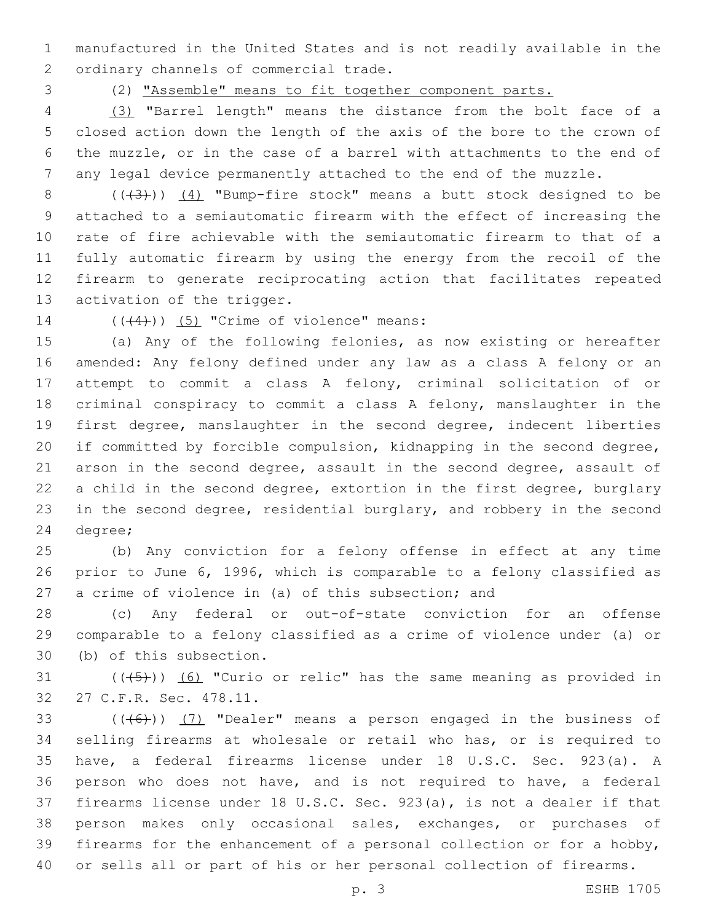manufactured in the United States and is not readily available in the ordinary channels of commercial trade.

(2) "Assemble" means to fit together component parts.

(3) "Barrel length" means the distance from the bolt face of a closed action down the length of the axis of the bore to the crown of the muzzle, or in the case of a barrel with attachments to the end of any legal device permanently attached to the end of the muzzle.

(((3))) (4) "Bump-fire stock" means a butt stock designed to be attached to a semiautomatic firearm with the effect of increasing the rate of fire achievable with the semiautomatic firearm to that of a fully automatic firearm by using the energy from the recoil of the firearm to generate reciprocating action that facilitates repeated activation of the trigger.

(((4))) (5) "Crime of violence" means:

(a) Any of the following felonies, as now existing or hereafter amended: Any felony defined under any law as a class A felony or an attempt to commit a class A felony, criminal solicitation of or criminal conspiracy to commit a class A felony, manslaughter in the first degree, manslaughter in the second degree, indecent liberties if committed by forcible compulsion, kidnapping in the second degree, arson in the second degree, assault in the second degree, assault of a child in the second degree, extortion in the first degree, burglary in the second degree, residential burglary, and robbery in the second degree;

(b) Any conviction for a felony offense in effect at any time prior to June 6, 1996, which is comparable to a felony classified as a crime of violence in (a) of this subsection; and

(c) Any federal or out-of-state conviction for an offense comparable to a felony classified as a crime of violence under (a) or (b) of this subsection.

(((5))) (6) "Curio or relic" has the same meaning as provided in 27 C.F.R. Sec. 478.11.

(((6))) (7) "Dealer" means a person engaged in the business of selling firearms at wholesale or retail who has, or is required to have, a federal firearms license under 18 U.S.C. Sec. 923(a). A person who does not have, and is not required to have, a federal firearms license under 18 U.S.C. Sec. 923(a), is not a dealer if that person makes only occasional sales, exchanges, or purchases of firearms for the enhancement of a personal collection or for a hobby, or sells all or part of his or her personal collection of firearms.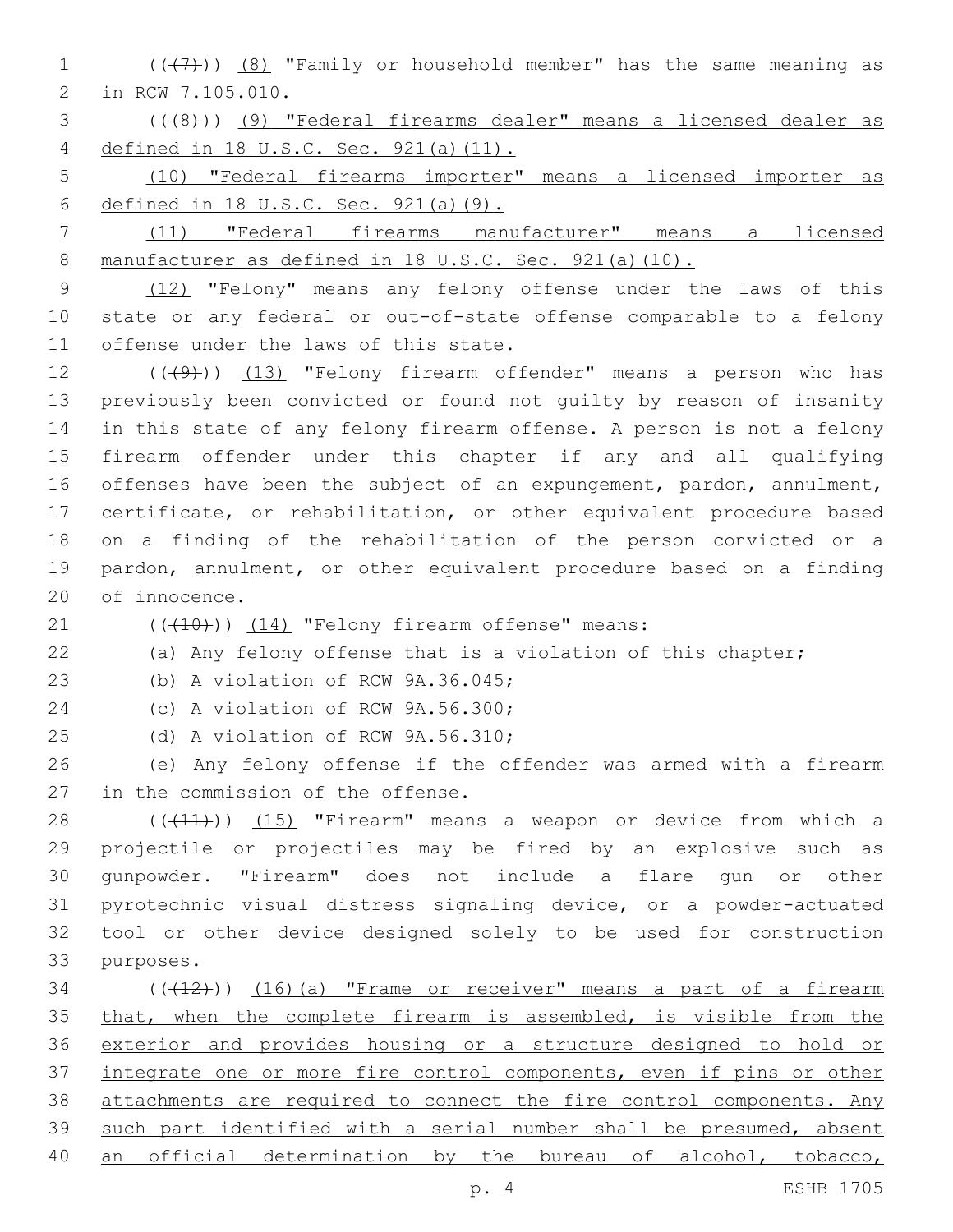(((7))) (8) "Family or household member" has the same meaning as in RCW 7.105.010.

(((8))) (9) "Federal firearms dealer" means a licensed dealer as defined in 18 U.S.C. Sec. 921(a)(11).

(10) "Federal firearms importer" means a licensed importer as defined in 18 U.S.C. Sec. 921(a)(9).

(11) "Federal firearms manufacturer" means a licensed manufacturer as defined in 18 U.S.C. Sec. 921(a)(10).

(12) "Felony" means any felony offense under the laws of this state or any federal or out-of-state offense comparable to a felony offense under the laws of this state.

(((9))) (13) "Felony firearm offender" means a person who has previously been convicted or found not guilty by reason of insanity in this state of any felony firearm offense. A person is not a felony firearm offender under this chapter if any and all qualifying offenses have been the subject of an expungement, pardon, annulment, certificate, or rehabilitation, or other equivalent procedure based on a finding of the rehabilitation of the person convicted or a pardon, annulment, or other equivalent procedure based on a finding of innocence.

(((10))) (14) "Felony firearm offense" means:

(a) Any felony offense that is a violation of this chapter;

(b) A violation of RCW 9A.36.045;

(c) A violation of RCW 9A.56.300;

(d) A violation of RCW 9A.56.310;

(e) Any felony offense if the offender was armed with a firearm in the commission of the offense.

(((11))) (15) "Firearm" means a weapon or device from which a projectile or projectiles may be fired by an explosive such as gunpowder. "Firearm" does not include a flare gun or other pyrotechnic visual distress signaling device, or a powder-actuated tool or other device designed solely to be used for construction purposes.

(((12))) (16)(a) "Frame or receiver" means a part of a firearm that, when the complete firearm is assembled, is visible from the exterior and provides housing or a structure designed to hold or integrate one or more fire control components, even if pins or other attachments are required to connect the fire control components. Any such part identified with a serial number shall be presumed, absent an official determination by the bureau of alcohol, tobacco,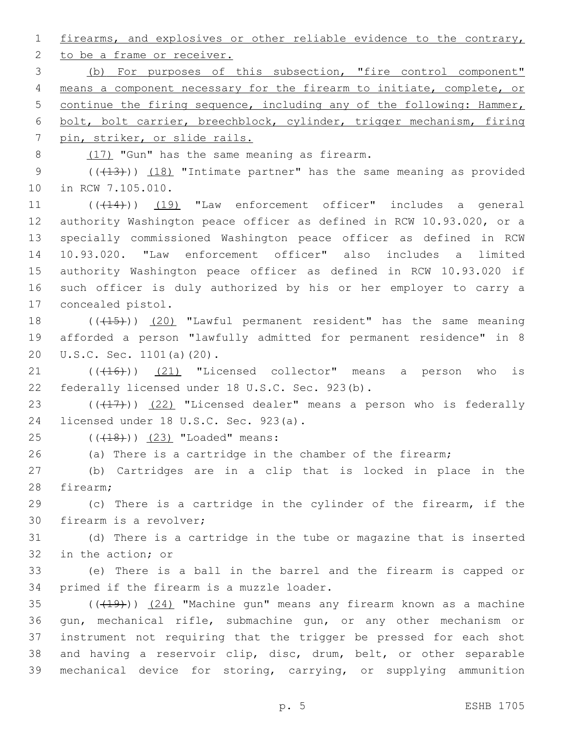firearms, and explosives or other reliable evidence to the contrary, to be a frame or receiver.

(b) For purposes of this subsection, "fire control component" means a component necessary for the firearm to initiate, complete, or continue the firing sequence, including any of the following: Hammer, bolt, bolt carrier, breechblock, cylinder, trigger mechanism, firing pin, striker, or slide rails.

(17) "Gun" has the same meaning as firearm.

(((13))) (18) "Intimate partner" has the same meaning as provided in RCW 7.105.010.

(((14))) (19) "Law enforcement officer" includes a general authority Washington peace officer as defined in RCW 10.93.020, or a specially commissioned Washington peace officer as defined in RCW 10.93.020. "Law enforcement officer" also includes a limited authority Washington peace officer as defined in RCW 10.93.020 if such officer is duly authorized by his or her employer to carry a concealed pistol.

(((15))) (20) "Lawful permanent resident" has the same meaning afforded a person "lawfully admitted for permanent residence" in 8 U.S.C. Sec. 1101(a)(20).

(((16))) (21) "Licensed collector" means a person who is federally licensed under 18 U.S.C. Sec. 923(b).

(((17))) (22) "Licensed dealer" means a person who is federally licensed under 18 U.S.C. Sec. 923(a).

(((18))) (23) "Loaded" means:

(a) There is a cartridge in the chamber of the firearm;

(b) Cartridges are in a clip that is locked in place in the firearm;

(c) There is a cartridge in the cylinder of the firearm, if the firearm is a revolver;

(d) There is a cartridge in the tube or magazine that is inserted in the action; or

(e) There is a ball in the barrel and the firearm is capped or primed if the firearm is a muzzle loader.

(((19))) (24) "Machine gun" means any firearm known as a machine gun, mechanical rifle, submachine gun, or any other mechanism or instrument not requiring that the trigger be pressed for each shot and having a reservoir clip, disc, drum, belt, or other separable mechanical device for storing, carrying, or supplying ammunition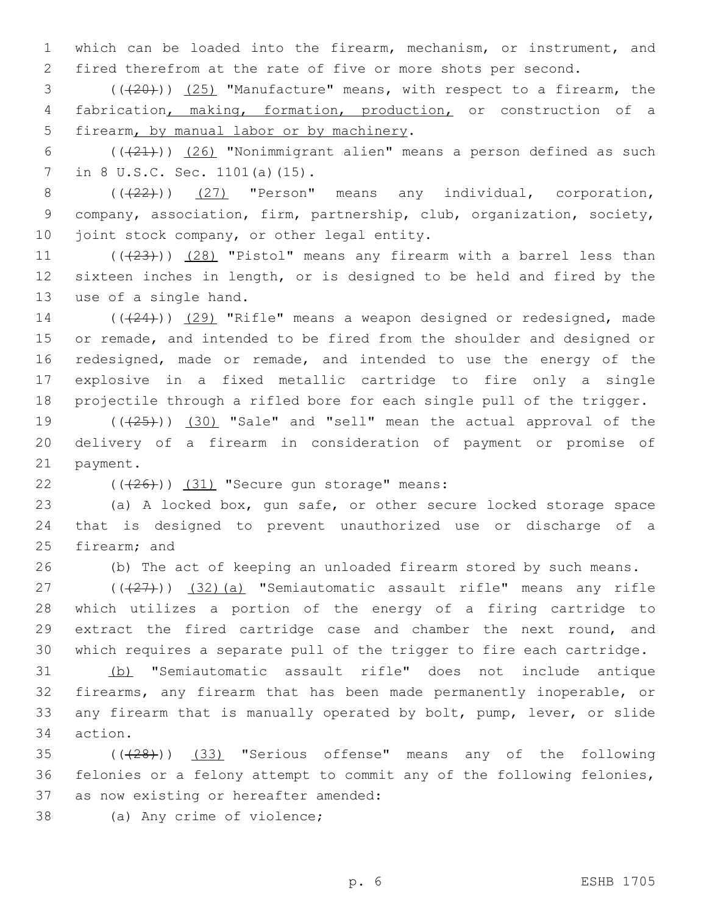which can be loaded into the firearm, mechanism, or instrument, and fired therefrom at the rate of five or more shots per second.

(((20))) (25) "Manufacture" means, with respect to a firearm, the fabrication, making, formation, production, or construction of a firearm, by manual labor or by machinery.

(((21))) (26) "Nonimmigrant alien" means a person defined as such in 8 U.S.C. Sec. 1101(a)(15).

(((22))) (27) "Person" means any individual, corporation, company, association, firm, partnership, club, organization, society, joint stock company, or other legal entity.

(((23))) (28) "Pistol" means any firearm with a barrel less than sixteen inches in length, or is designed to be held and fired by the use of a single hand.

(((24))) (29) "Rifle" means a weapon designed or redesigned, made or remade, and intended to be fired from the shoulder and designed or redesigned, made or remade, and intended to use the energy of the explosive in a fixed metallic cartridge to fire only a single projectile through a rifled bore for each single pull of the trigger.

(((25))) (30) "Sale" and "sell" mean the actual approval of the delivery of a firearm in consideration of payment or promise of payment.

(((26))) (31) "Secure gun storage" means:

(a) A locked box, gun safe, or other secure locked storage space that is designed to prevent unauthorized use or discharge of a firearm; and

(b) The act of keeping an unloaded firearm stored by such means.

(((27))) (32)(a) "Semiautomatic assault rifle" means any rifle which utilizes a portion of the energy of a firing cartridge to extract the fired cartridge case and chamber the next round, and which requires a separate pull of the trigger to fire each cartridge.

(b) "Semiautomatic assault rifle" does not include antique firearms, any firearm that has been made permanently inoperable, or any firearm that is manually operated by bolt, pump, lever, or slide action.

(((28))) (33) "Serious offense" means any of the following felonies or a felony attempt to commit any of the following felonies, as now existing or hereafter amended:

(a) Any crime of violence;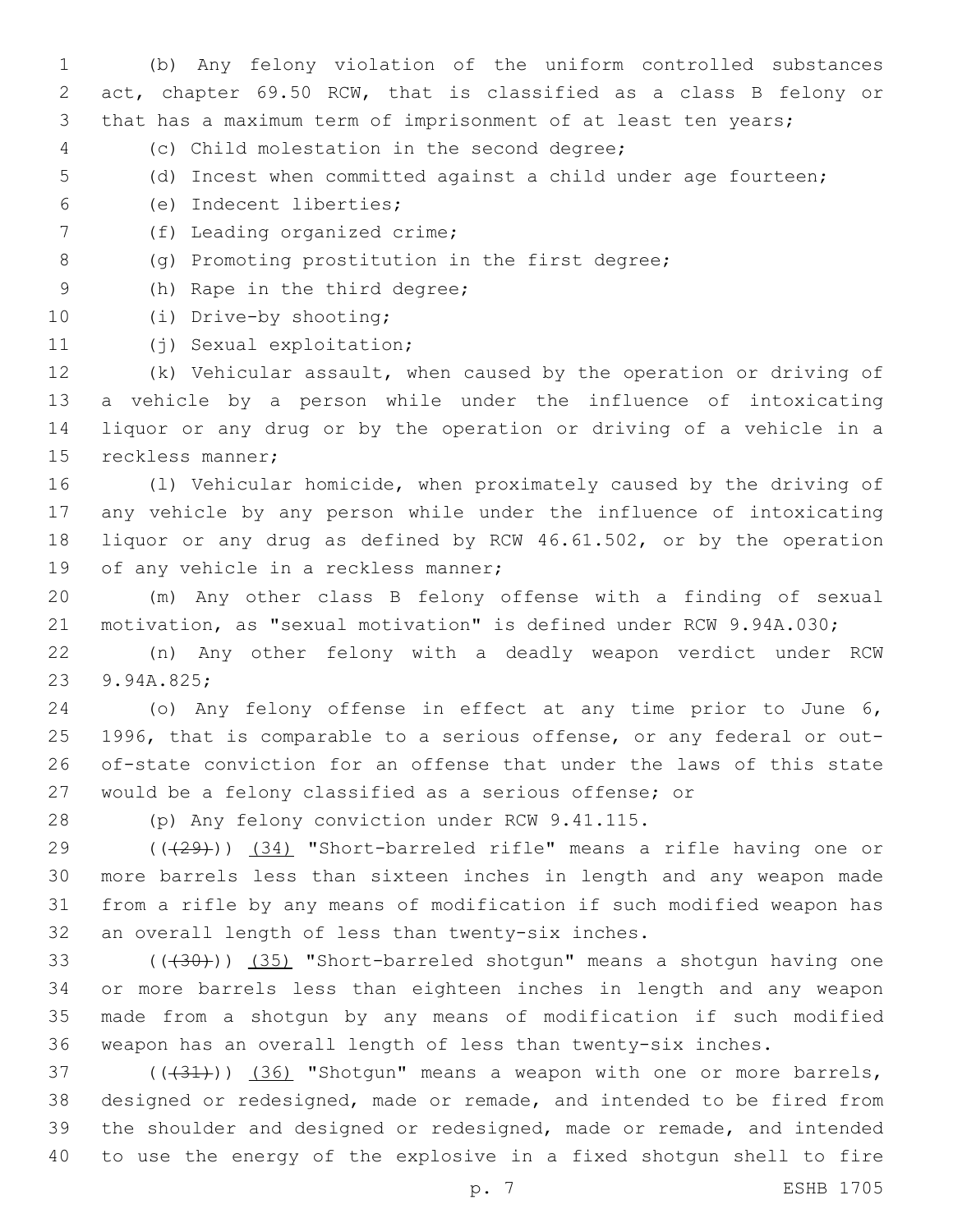(b) Any felony violation of the uniform controlled substances act, chapter 69.50 RCW, that is classified as a class B felony or that has a maximum term of imprisonment of at least ten years;

(c) Child molestation in the second degree;

(d) Incest when committed against a child under age fourteen;

(e) Indecent liberties;

(f) Leading organized crime;

(g) Promoting prostitution in the first degree;

(h) Rape in the third degree;

(i) Drive-by shooting;

(j) Sexual exploitation;

(k) Vehicular assault, when caused by the operation or driving of a vehicle by a person while under the influence of intoxicating liquor or any drug or by the operation or driving of a vehicle in a reckless manner;

(l) Vehicular homicide, when proximately caused by the driving of any vehicle by any person while under the influence of intoxicating liquor or any drug as defined by RCW 46.61.502, or by the operation of any vehicle in a reckless manner;

(m) Any other class B felony offense with a finding of sexual motivation, as "sexual motivation" is defined under RCW 9.94A.030;

(n) Any other felony with a deadly weapon verdict under RCW 9.94A.825;

(o) Any felony offense in effect at any time prior to June 6, 1996, that is comparable to a serious offense, or any federal or out-of-state conviction for an offense that under the laws of this state would be a felony classified as a serious offense; or

(p) Any felony conviction under RCW 9.41.115.

((~~(29)~~)) (34) "Short-barreled rifle" means a rifle having one or more barrels less than sixteen inches in length and any weapon made from a rifle by any means of modification if such modified weapon has an overall length of less than twenty-six inches.

((~~(30)~~)) (35) "Short-barreled shotgun" means a shotgun having one or more barrels less than eighteen inches in length and any weapon made from a shotgun by any means of modification if such modified weapon has an overall length of less than twenty-six inches.

((~~(31)~~)) (36) "Shotgun" means a weapon with one or more barrels, designed or redesigned, made or remade, and intended to be fired from the shoulder and designed or redesigned, made or remade, and intended to use the energy of the explosive in a fixed shotgun shell to fire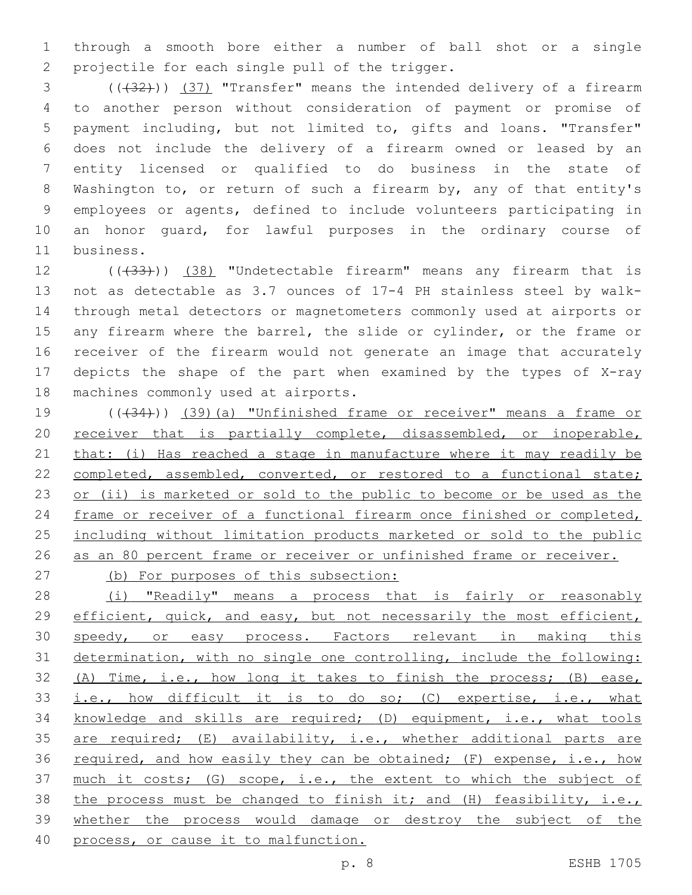through a smooth bore either a number of ball shot or a single projectile for each single pull of the trigger.

(((32))) (37) "Transfer" means the intended delivery of a firearm to another person without consideration of payment or promise of payment including, but not limited to, gifts and loans. "Transfer" does not include the delivery of a firearm owned or leased by an entity licensed or qualified to do business in the state of Washington to, or return of such a firearm by, any of that entity's employees or agents, defined to include volunteers participating in an honor guard, for lawful purposes in the ordinary course of business.

(((33))) (38) "Undetectable firearm" means any firearm that is not as detectable as 3.7 ounces of 17-4 PH stainless steel by walk-through metal detectors or magnetometers commonly used at airports or any firearm where the barrel, the slide or cylinder, or the frame or receiver of the firearm would not generate an image that accurately depicts the shape of the part when examined by the types of X-ray machines commonly used at airports.

(((34))) (39)(a) "Unfinished frame or receiver" means a frame or receiver that is partially complete, disassembled, or inoperable, that: (i) Has reached a stage in manufacture where it may readily be completed, assembled, converted, or restored to a functional state; or (ii) is marketed or sold to the public to become or be used as the frame or receiver of a functional firearm once finished or completed, including without limitation products marketed or sold to the public as an 80 percent frame or receiver or unfinished frame or receiver.

(b) For purposes of this subsection:

(i) "Readily" means a process that is fairly or reasonably efficient, quick, and easy, but not necessarily the most efficient, speedy, or easy process. Factors relevant in making this determination, with no single one controlling, include the following: (A) Time, i.e., how long it takes to finish the process; (B) ease, i.e., how difficult it is to do so; (C) expertise, i.e., what knowledge and skills are required; (D) equipment, i.e., what tools are required; (E) availability, i.e., whether additional parts are required, and how easily they can be obtained; (F) expense, i.e., how much it costs; (G) scope, i.e., the extent to which the subject of the process must be changed to finish it; and (H) feasibility, i.e., whether the process would damage or destroy the subject of the process, or cause it to malfunction.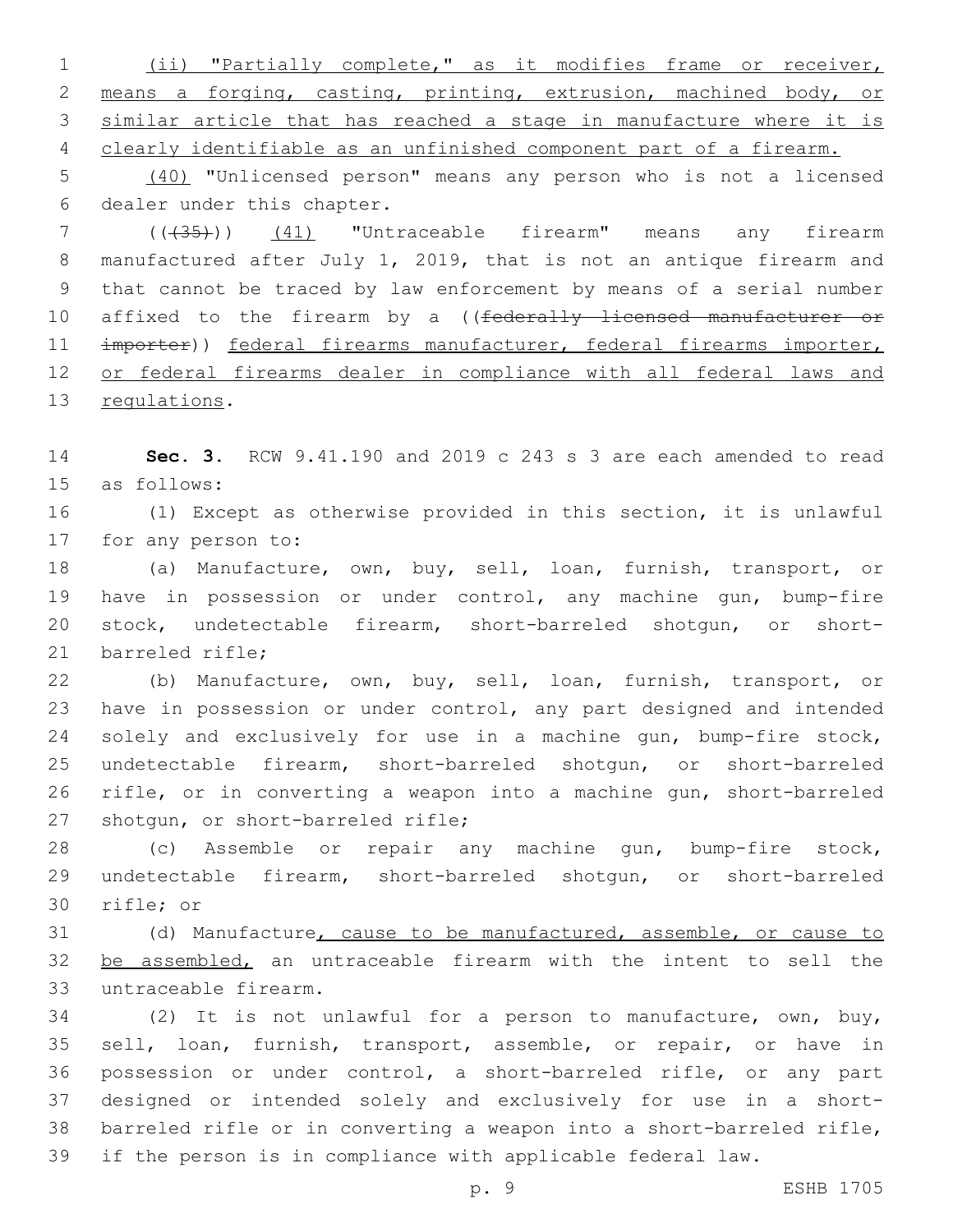(ii) "Partially complete," as it modifies frame or receiver, means a forging, casting, printing, extrusion, machined body, or similar article that has reached a stage in manufacture where it is clearly identifiable as an unfinished component part of a firearm.

(40) "Unlicensed person" means any person who is not a licensed dealer under this chapter.

(((35))) (41) "Untraceable firearm" means any firearm manufactured after July 1, 2019, that is not an antique firearm and that cannot be traced by law enforcement by means of a serial number affixed to the firearm by a ((federally licensed manufacturer or importer)) federal firearms manufacturer, federal firearms importer, or federal firearms dealer in compliance with all federal laws and regulations.

**Sec. 3.** RCW 9.41.190 and 2019 c 243 s 3 are each amended to read as follows:

(1) Except as otherwise provided in this section, it is unlawful for any person to:

(a) Manufacture, own, buy, sell, loan, furnish, transport, or have in possession or under control, any machine gun, bump-fire stock, undetectable firearm, short-barreled shotgun, or short-barreled rifle;

(b) Manufacture, own, buy, sell, loan, furnish, transport, or have in possession or under control, any part designed and intended solely and exclusively for use in a machine gun, bump-fire stock, undetectable firearm, short-barreled shotgun, or short-barreled rifle, or in converting a weapon into a machine gun, short-barreled shotgun, or short-barreled rifle;

(c) Assemble or repair any machine gun, bump-fire stock, undetectable firearm, short-barreled shotgun, or short-barreled rifle; or

(d) Manufacture, cause to be manufactured, assemble, or cause to be assembled, an untraceable firearm with the intent to sell the untraceable firearm.

(2) It is not unlawful for a person to manufacture, own, buy, sell, loan, furnish, transport, assemble, or repair, or have in possession or under control, a short-barreled rifle, or any part designed or intended solely and exclusively for use in a short-barreled rifle or in converting a weapon into a short-barreled rifle, if the person is in compliance with applicable federal law.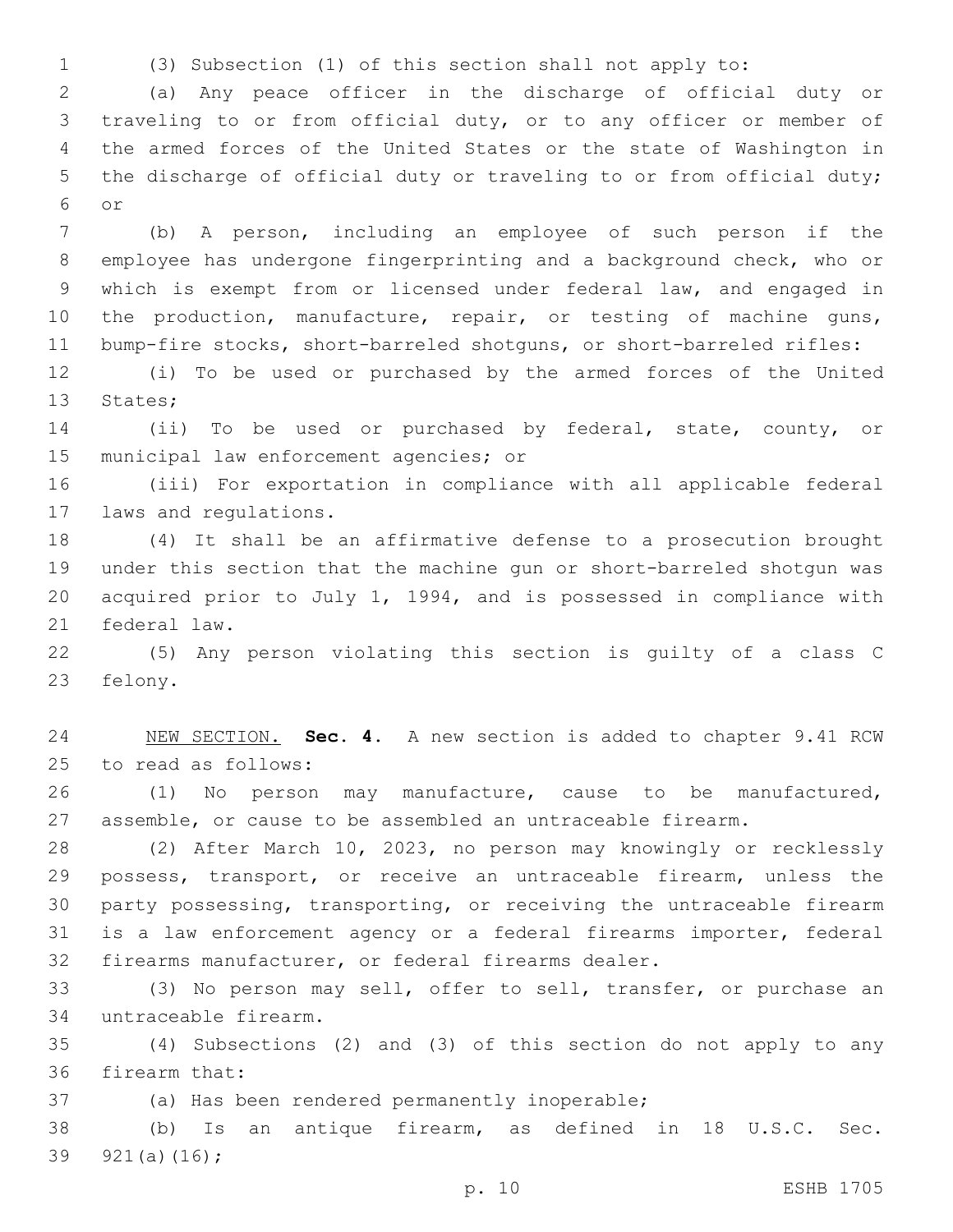(3) Subsection (1) of this section shall not apply to:

(a) Any peace officer in the discharge of official duty or traveling to or from official duty, or to any officer or member of the armed forces of the United States or the state of Washington in the discharge of official duty or traveling to or from official duty; or

(b) A person, including an employee of such person if the employee has undergone fingerprinting and a background check, who or which is exempt from or licensed under federal law, and engaged in the production, manufacture, repair, or testing of machine guns, bump-fire stocks, short-barreled shotguns, or short-barreled rifles:

(i) To be used or purchased by the armed forces of the United States;

(ii) To be used or purchased by federal, state, county, or municipal law enforcement agencies; or

(iii) For exportation in compliance with all applicable federal laws and regulations.

(4) It shall be an affirmative defense to a prosecution brought under this section that the machine gun or short-barreled shotgun was acquired prior to July 1, 1994, and is possessed in compliance with federal law.

(5) Any person violating this section is guilty of a class C felony.

NEW SECTION. **Sec. 4.** A new section is added to chapter 9.41 RCW to read as follows:

(1) No person may manufacture, cause to be manufactured, assemble, or cause to be assembled an untraceable firearm.

(2) After March 10, 2023, no person may knowingly or recklessly possess, transport, or receive an untraceable firearm, unless the party possessing, transporting, or receiving the untraceable firearm is a law enforcement agency or a federal firearms importer, federal firearms manufacturer, or federal firearms dealer.

(3) No person may sell, offer to sell, transfer, or purchase an untraceable firearm.

(4) Subsections (2) and (3) of this section do not apply to any firearm that:

(a) Has been rendered permanently inoperable;

(b) Is an antique firearm, as defined in 18 U.S.C. Sec. 921(a)(16);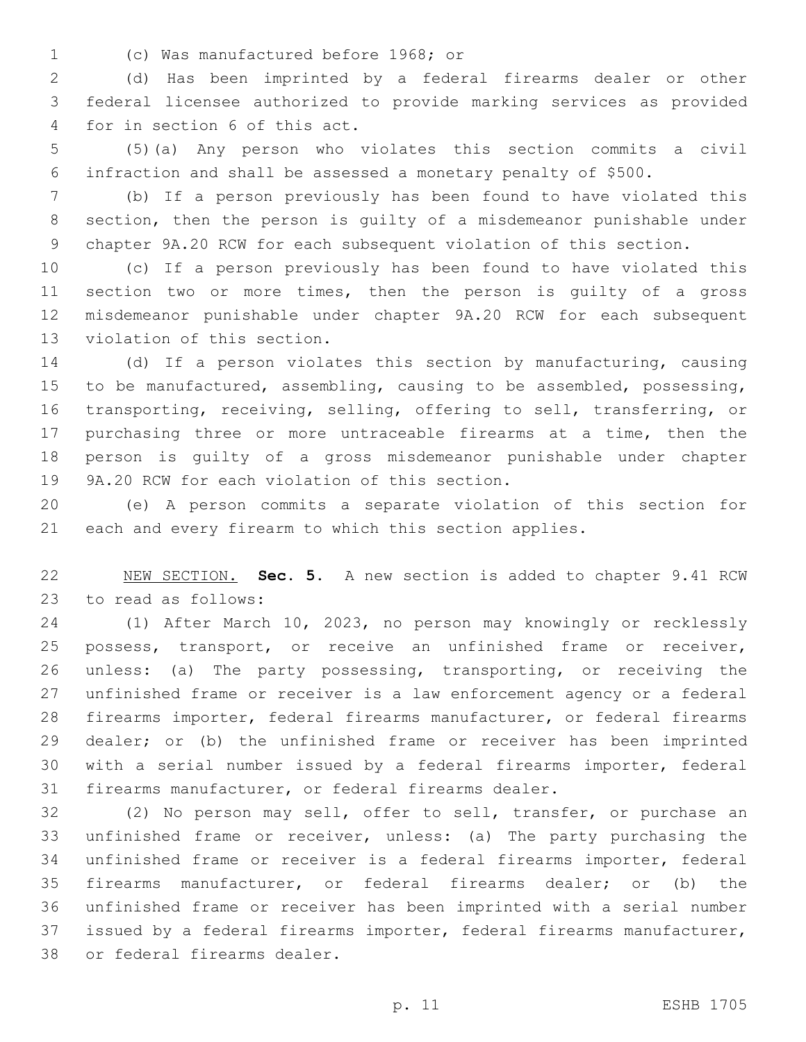(c) Was manufactured before 1968; or

(d) Has been imprinted by a federal firearms dealer or other federal licensee authorized to provide marking services as provided for in section 6 of this act.

(5)(a) Any person who violates this section commits a civil infraction and shall be assessed a monetary penalty of $500.

(b) If a person previously has been found to have violated this section, then the person is guilty of a misdemeanor punishable under chapter 9A.20 RCW for each subsequent violation of this section.

(c) If a person previously has been found to have violated this section two or more times, then the person is guilty of a gross misdemeanor punishable under chapter 9A.20 RCW for each subsequent violation of this section.

(d) If a person violates this section by manufacturing, causing to be manufactured, assembling, causing to be assembled, possessing, transporting, receiving, selling, offering to sell, transferring, or purchasing three or more untraceable firearms at a time, then the person is guilty of a gross misdemeanor punishable under chapter 9A.20 RCW for each violation of this section.

(e) A person commits a separate violation of this section for each and every firearm to which this section applies.

NEW SECTION. **Sec. 5.** A new section is added to chapter 9.41 RCW to read as follows:

(1) After March 10, 2023, no person may knowingly or recklessly possess, transport, or receive an unfinished frame or receiver, unless: (a) The party possessing, transporting, or receiving the unfinished frame or receiver is a law enforcement agency or a federal firearms importer, federal firearms manufacturer, or federal firearms dealer; or (b) the unfinished frame or receiver has been imprinted with a serial number issued by a federal firearms importer, federal firearms manufacturer, or federal firearms dealer.

(2) No person may sell, offer to sell, transfer, or purchase an unfinished frame or receiver, unless: (a) The party purchasing the unfinished frame or receiver is a federal firearms importer, federal firearms manufacturer, or federal firearms dealer; or (b) the unfinished frame or receiver has been imprinted with a serial number issued by a federal firearms importer, federal firearms manufacturer, or federal firearms dealer.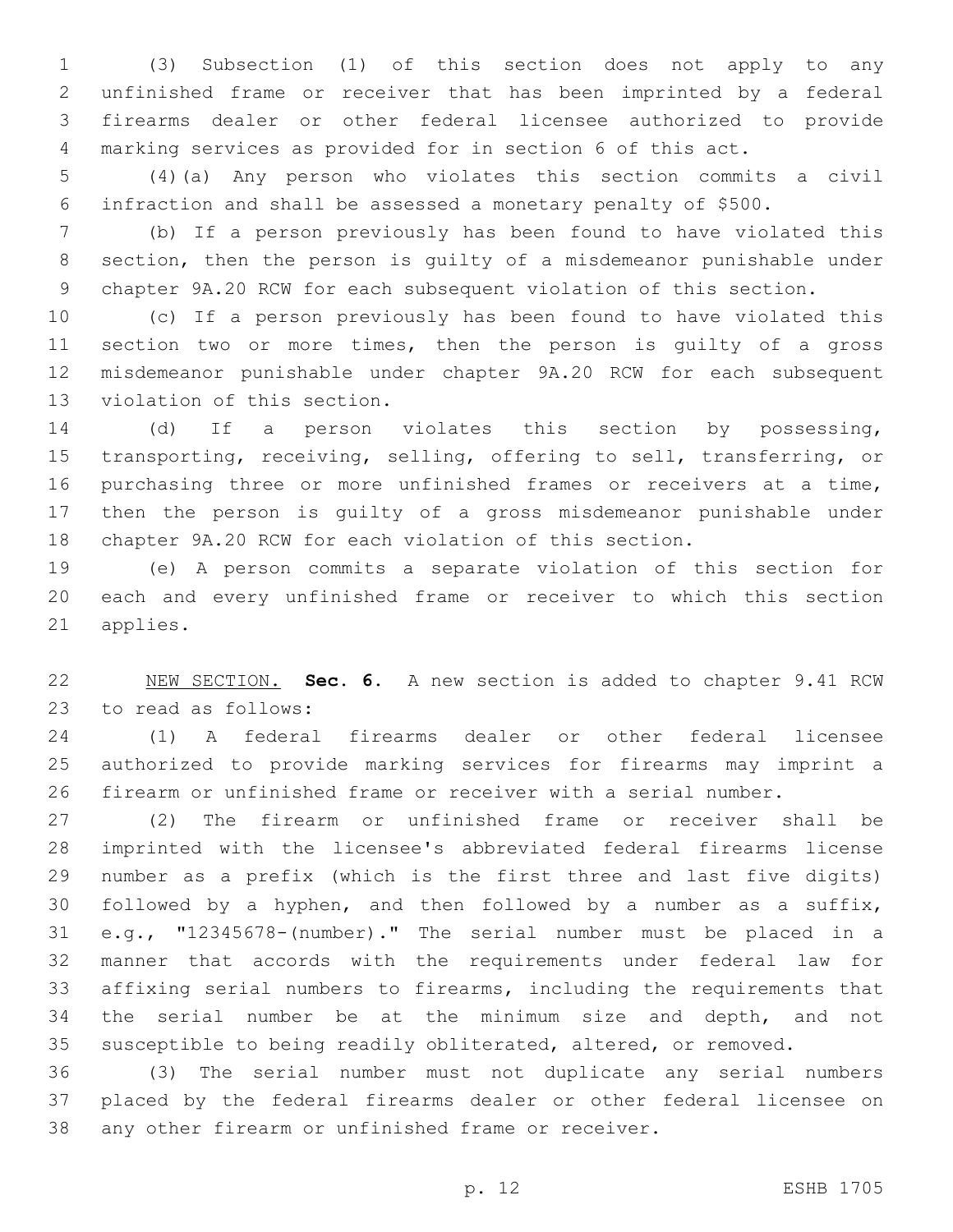(3) Subsection (1) of this section does not apply to any unfinished frame or receiver that has been imprinted by a federal firearms dealer or other federal licensee authorized to provide marking services as provided for in section 6 of this act.

(4)(a) Any person who violates this section commits a civil infraction and shall be assessed a monetary penalty of $500.

(b) If a person previously has been found to have violated this section, then the person is guilty of a misdemeanor punishable under chapter 9A.20 RCW for each subsequent violation of this section.

(c) If a person previously has been found to have violated this section two or more times, then the person is guilty of a gross misdemeanor punishable under chapter 9A.20 RCW for each subsequent violation of this section.

(d) If a person violates this section by possessing, transporting, receiving, selling, offering to sell, transferring, or purchasing three or more unfinished frames or receivers at a time, then the person is guilty of a gross misdemeanor punishable under chapter 9A.20 RCW for each violation of this section.

(e) A person commits a separate violation of this section for each and every unfinished frame or receiver to which this section applies.

NEW SECTION. **Sec. 6.** A new section is added to chapter 9.41 RCW to read as follows:

(1) A federal firearms dealer or other federal licensee authorized to provide marking services for firearms may imprint a firearm or unfinished frame or receiver with a serial number.

(2) The firearm or unfinished frame or receiver shall be imprinted with the licensee's abbreviated federal firearms license number as a prefix (which is the first three and last five digits) followed by a hyphen, and then followed by a number as a suffix, e.g., "12345678-(number)." The serial number must be placed in a manner that accords with the requirements under federal law for affixing serial numbers to firearms, including the requirements that the serial number be at the minimum size and depth, and not susceptible to being readily obliterated, altered, or removed.

(3) The serial number must not duplicate any serial numbers placed by the federal firearms dealer or other federal licensee on any other firearm or unfinished frame or receiver.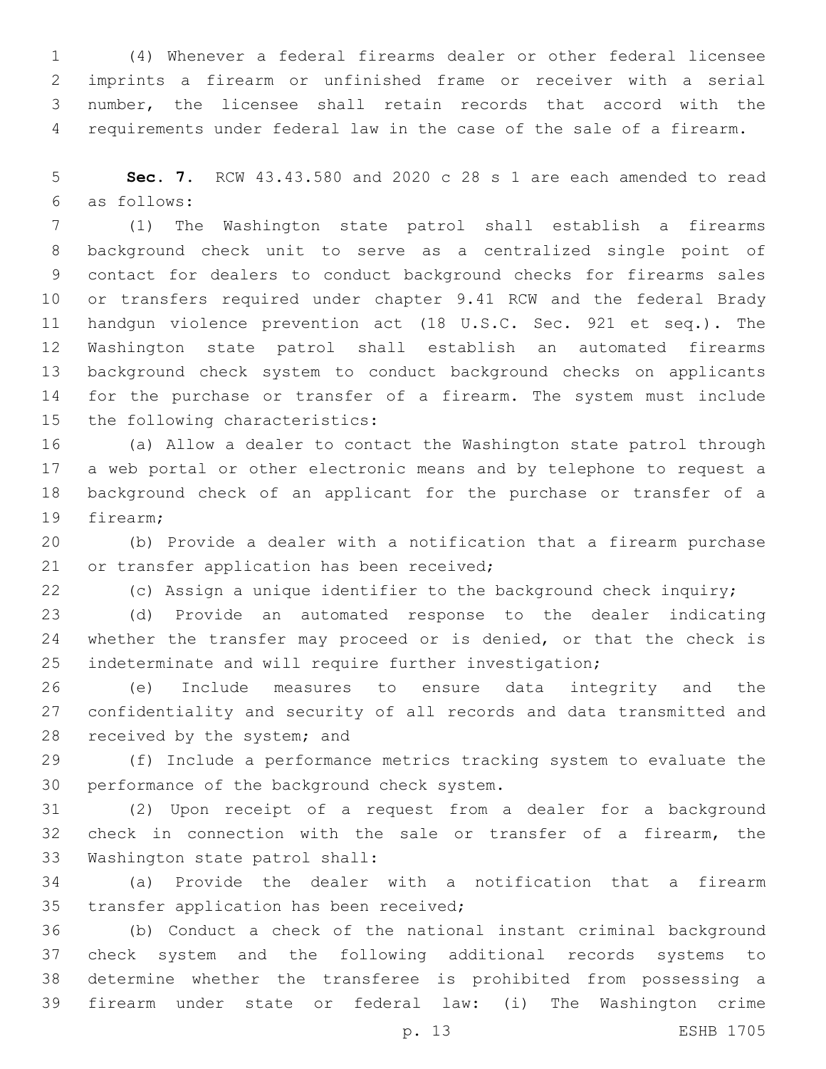(4) Whenever a federal firearms dealer or other federal licensee imprints a firearm or unfinished frame or receiver with a serial number, the licensee shall retain records that accord with the requirements under federal law in the case of the sale of a firearm.

**Sec. 7.** RCW 43.43.580 and 2020 c 28 s 1 are each amended to read as follows:

(1) The Washington state patrol shall establish a firearms background check unit to serve as a centralized single point of contact for dealers to conduct background checks for firearms sales or transfers required under chapter 9.41 RCW and the federal Brady handgun violence prevention act (18 U.S.C. Sec. 921 et seq.). The Washington state patrol shall establish an automated firearms background check system to conduct background checks on applicants for the purchase or transfer of a firearm. The system must include the following characteristics:

(a) Allow a dealer to contact the Washington state patrol through a web portal or other electronic means and by telephone to request a background check of an applicant for the purchase or transfer of a firearm;

(b) Provide a dealer with a notification that a firearm purchase or transfer application has been received;

(c) Assign a unique identifier to the background check inquiry;

(d) Provide an automated response to the dealer indicating whether the transfer may proceed or is denied, or that the check is indeterminate and will require further investigation;

(e) Include measures to ensure data integrity and the confidentiality and security of all records and data transmitted and received by the system; and

(f) Include a performance metrics tracking system to evaluate the performance of the background check system.

(2) Upon receipt of a request from a dealer for a background check in connection with the sale or transfer of a firearm, the Washington state patrol shall:

(a) Provide the dealer with a notification that a firearm transfer application has been received;

(b) Conduct a check of the national instant criminal background check system and the following additional records systems to determine whether the transferee is prohibited from possessing a firearm under state or federal law: (i) The Washington crime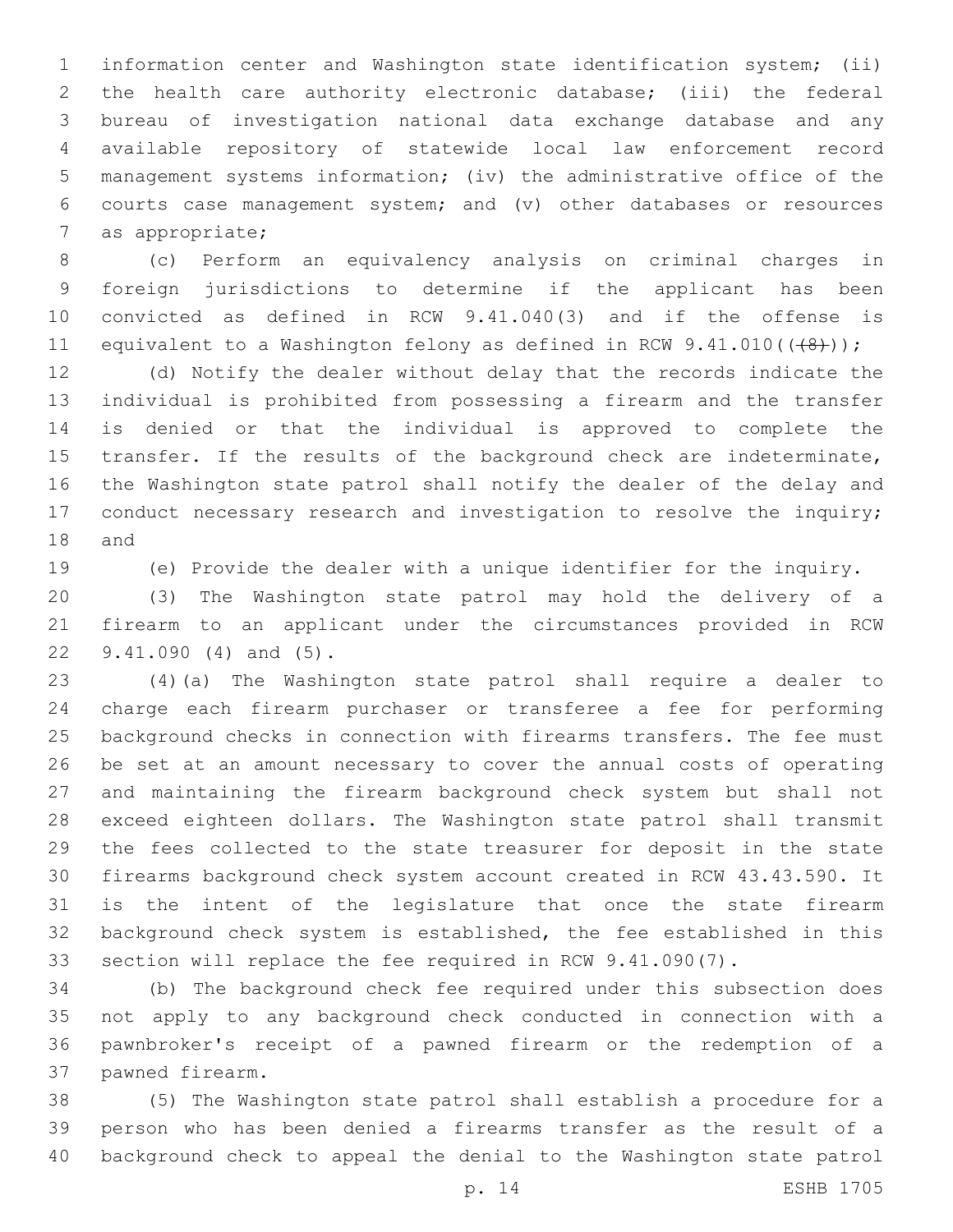information center and Washington state identification system; (ii) the health care authority electronic database; (iii) the federal bureau of investigation national data exchange database and any available repository of statewide local law enforcement record management systems information; (iv) the administrative office of the courts case management system; and (v) other databases or resources as appropriate;

(c) Perform an equivalency analysis on criminal charges in foreign jurisdictions to determine if the applicant has been convicted as defined in RCW 9.41.040(3) and if the offense is equivalent to a Washington felony as defined in RCW 9.41.010((~~(8)~~));

(d) Notify the dealer without delay that the records indicate the individual is prohibited from possessing a firearm and the transfer is denied or that the individual is approved to complete the transfer. If the results of the background check are indeterminate, the Washington state patrol shall notify the dealer of the delay and conduct necessary research and investigation to resolve the inquiry; and

(e) Provide the dealer with a unique identifier for the inquiry.

(3) The Washington state patrol may hold the delivery of a firearm to an applicant under the circumstances provided in RCW 9.41.090 (4) and (5).

(4)(a) The Washington state patrol shall require a dealer to charge each firearm purchaser or transferee a fee for performing background checks in connection with firearms transfers. The fee must be set at an amount necessary to cover the annual costs of operating and maintaining the firearm background check system but shall not exceed eighteen dollars. The Washington state patrol shall transmit the fees collected to the state treasurer for deposit in the state firearms background check system account created in RCW 43.43.590. It is the intent of the legislature that once the state firearm background check system is established, the fee established in this section will replace the fee required in RCW 9.41.090(7).

(b) The background check fee required under this subsection does not apply to any background check conducted in connection with a pawnbroker's receipt of a pawned firearm or the redemption of a pawned firearm.

(5) The Washington state patrol shall establish a procedure for a person who has been denied a firearms transfer as the result of a background check to appeal the denial to the Washington state patrol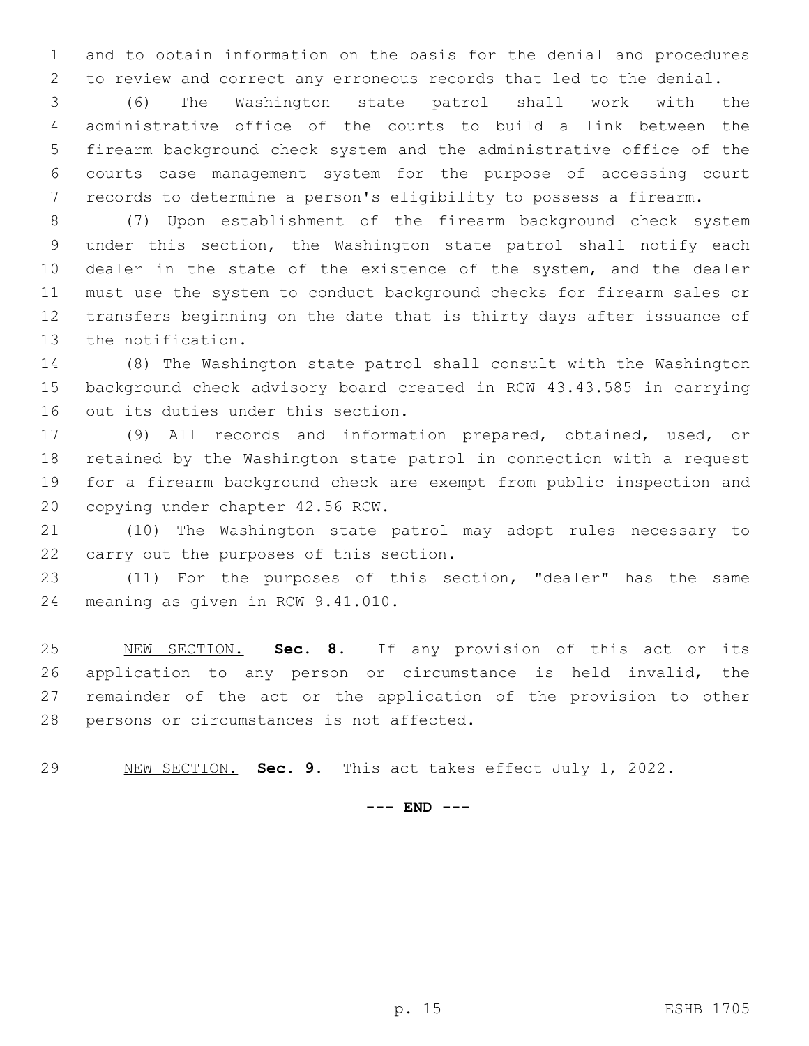and to obtain information on the basis for the denial and procedures to review and correct any erroneous records that led to the denial.

(6) The Washington state patrol shall work with the administrative office of the courts to build a link between the firearm background check system and the administrative office of the courts case management system for the purpose of accessing court records to determine a person's eligibility to possess a firearm.

(7) Upon establishment of the firearm background check system under this section, the Washington state patrol shall notify each dealer in the state of the existence of the system, and the dealer must use the system to conduct background checks for firearm sales or transfers beginning on the date that is thirty days after issuance of the notification.

(8) The Washington state patrol shall consult with the Washington background check advisory board created in RCW 43.43.585 in carrying out its duties under this section.

(9) All records and information prepared, obtained, used, or retained by the Washington state patrol in connection with a request for a firearm background check are exempt from public inspection and copying under chapter 42.56 RCW.

(10) The Washington state patrol may adopt rules necessary to carry out the purposes of this section.

(11) For the purposes of this section, "dealer" has the same meaning as given in RCW 9.41.010.

NEW SECTION. **Sec. 8.** If any provision of this act or its application to any person or circumstance is held invalid, the remainder of the act or the application of the provision to other persons or circumstances is not affected.

NEW SECTION. **Sec. 9.** This act takes effect July 1, 2022.

**--- END ---**